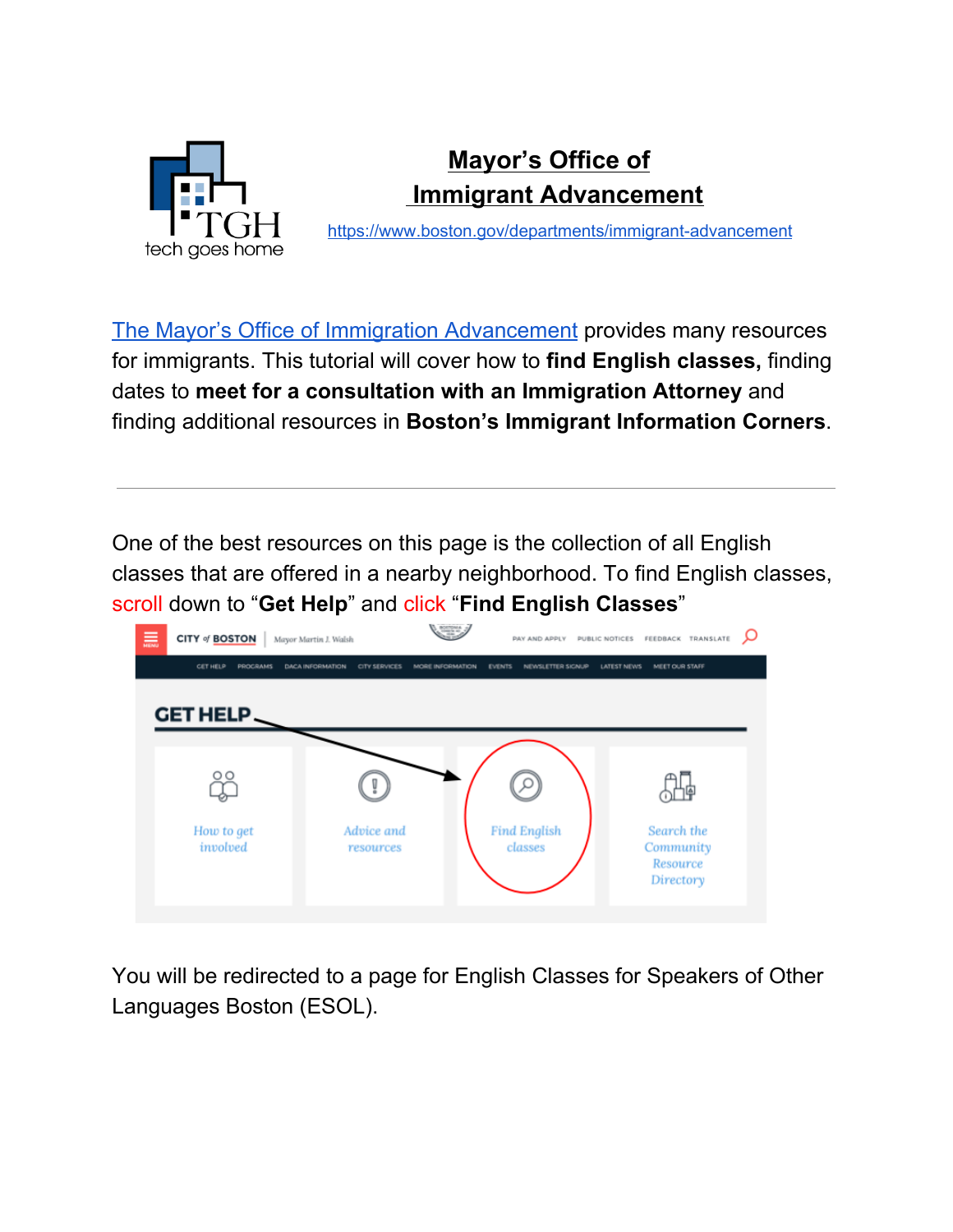# Mayor's Office of Immigrant Advancement

https://www.boston.gov/departments/immigrant-advancement

The Mayor's Office of Immigration Advancement provides many resources for immigrants. This tutorial will cover how to **find English classes,** finding dates to **meet for a consultation with an Immigration Attorney** and finding additional resources in **Boston's Immigrant Information Corners**.

---

One of the best resources on this page is the collection of all English classes that are offered in a nearby neighborhood. To find English classes, scroll down to "**Get Help**" and click "**Find English Classes**"

You will be redirected to a page for English Classes for Speakers of Other Languages Boston (ESOL).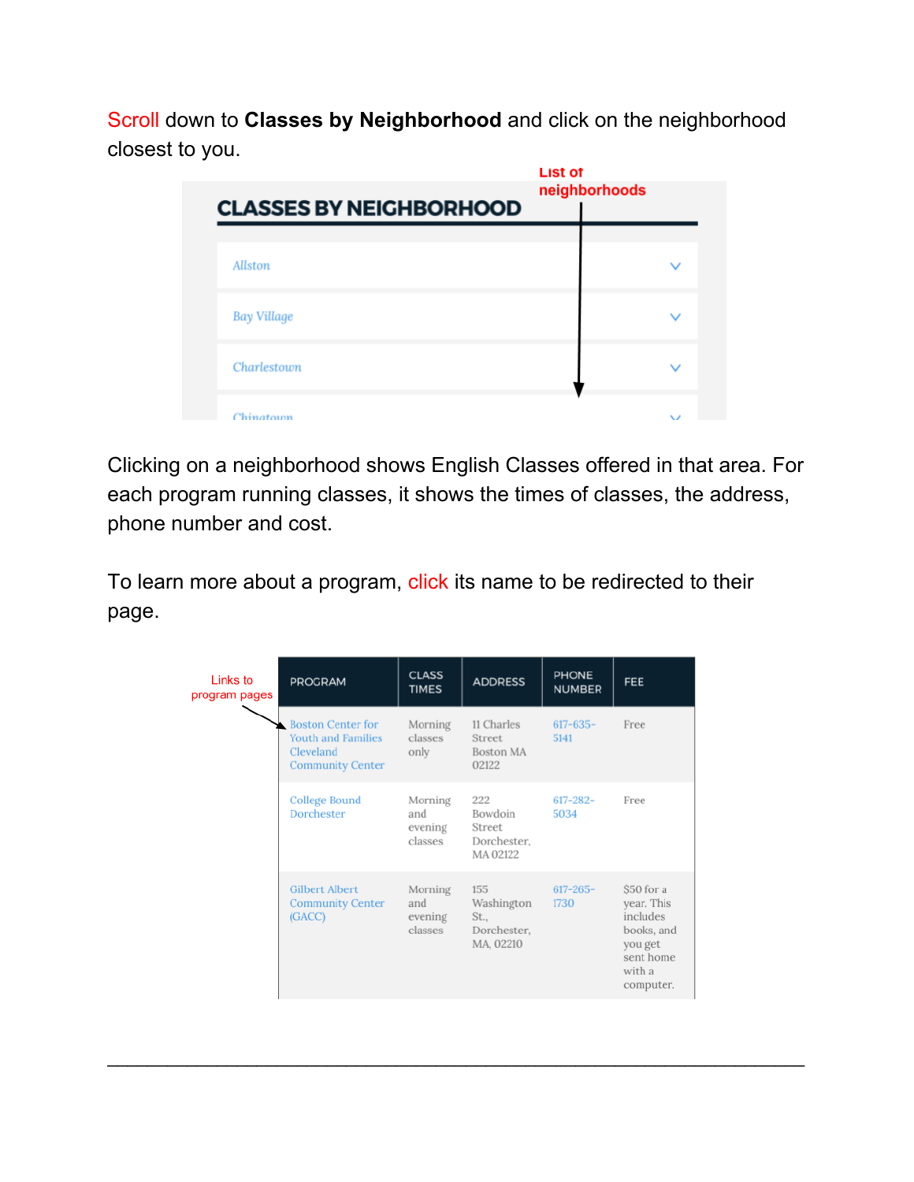Scroll down to **Classes by Neighborhood** and click on the neighborhood closest to you.

List of neighborhoods

**CLASSES BY NEIGHBORHOOD**

- Allston
- Bay Village
- Charlestown
- Chinatown

Clicking on a neighborhood shows English Classes offered in that area. For each program running classes, it shows the times of classes, the address, phone number and cost.

To learn more about a program, click its name to be redirected to their page.

Links to program pages

| PROGRAM | CLASS TIMES | ADDRESS | PHONE NUMBER | FEE |
|---|---|---|---|---|
| Boston Center for Youth and Families Cleveland Community Center | Morning classes only | 11 Charles Street Boston MA 02122 | 617-635-5141 | Free |
| College Bound Dorchester | Morning and evening classes | 222 Bowdoin Street Dorchester, MA 02122 | 617-282-5034 | Free |
| Gilbert Albert Community Center (GACC) | Morning and evening classes | 155 Washington St., Dorchester, MA, 02210 | 617-265-1730 | $50 for a year. This includes books, and you get sent home with a computer. |

---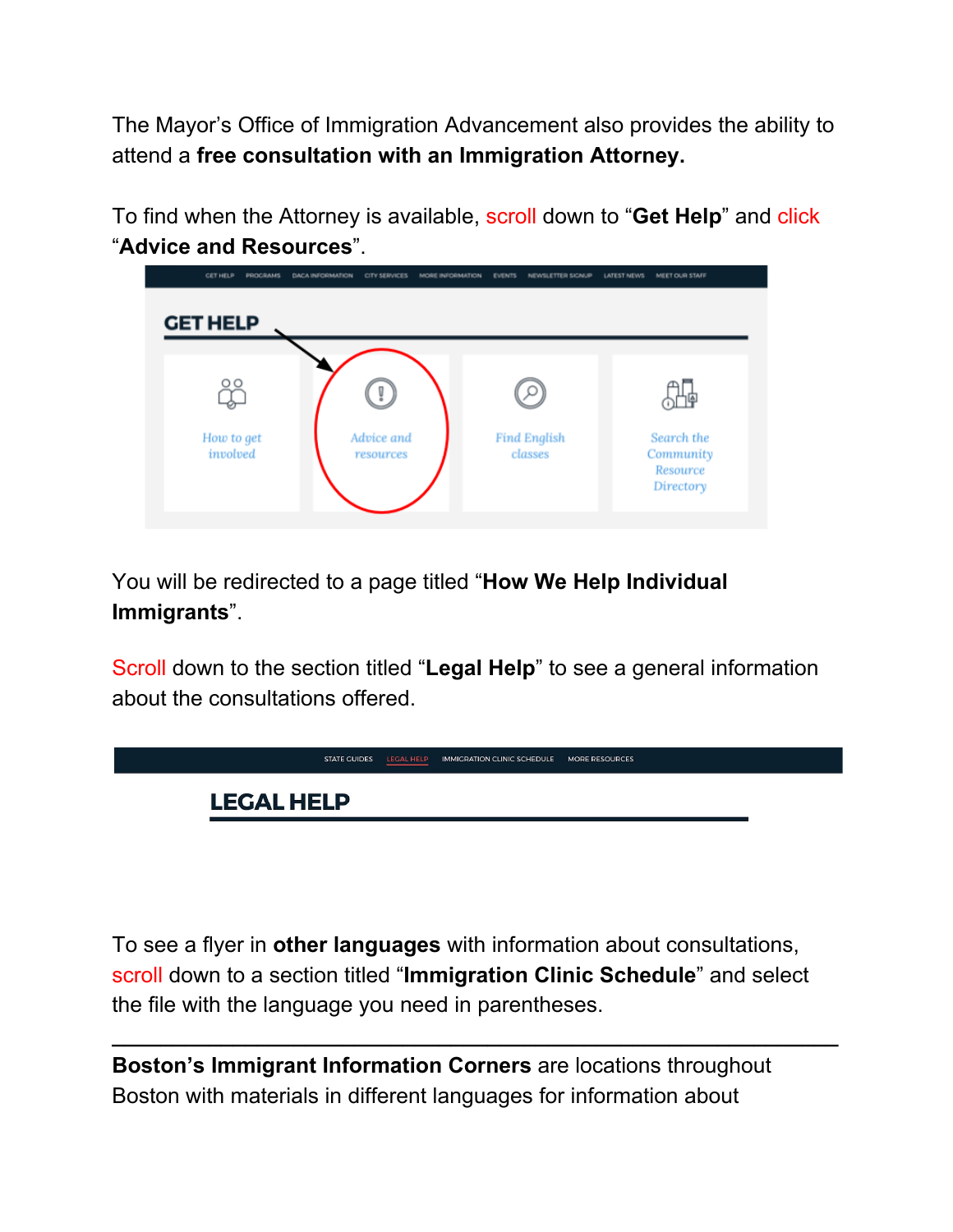The Mayor's Office of Immigration Advancement also provides the ability to attend a **free consultation with an Immigration Attorney.**

To find when the Attorney is available, scroll down to "**Get Help**" and click "**Advice and Resources**".

You will be redirected to a page titled "**How We Help Individual Immigrants**".

Scroll down to the section titled "**Legal Help**" to see a general information about the consultations offered.

To see a flyer in **other languages** with information about consultations, scroll down to a section titled "**Immigration Clinic Schedule**" and select the file with the language you need in parentheses.

---

**Boston's Immigrant Information Corners** are locations throughout Boston with materials in different languages for information about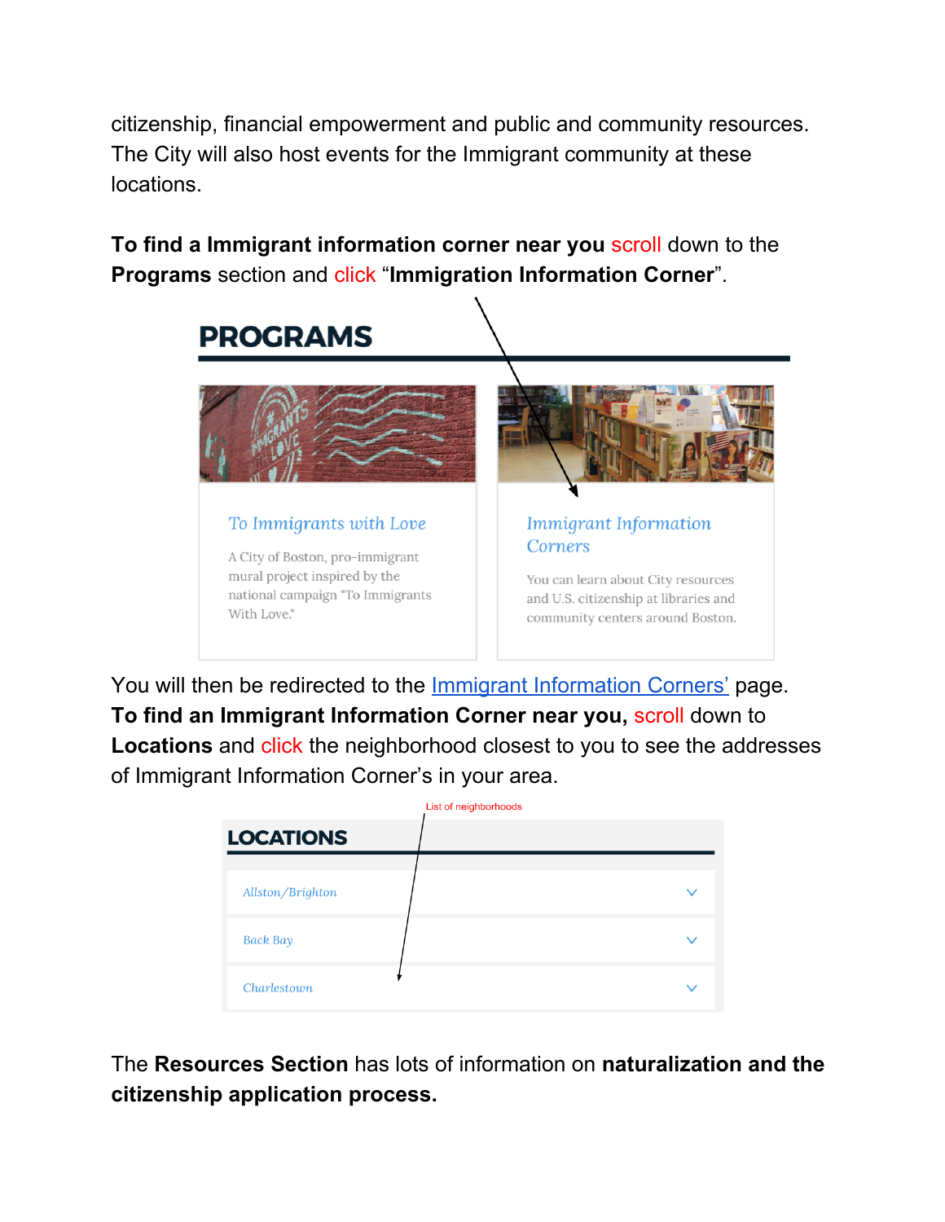citizenship, financial empowerment and public and community resources. The City will also host events for the Immigrant community at these locations.

**To find a Immigrant information corner near you** scroll down to the **Programs** section and click "**Immigration Information Corner**".

**PROGRAMS**

To Immigrants with Love

A City of Boston, pro-immigrant mural project inspired by the national campaign "To Immigrants With Love."

Immigrant Information Corners

You can learn about City resources and U.S. citizenship at libraries and community centers around Boston.

You will then be redirected to the Immigrant Information Corners' page. **To find an Immigrant Information Corner near you,** scroll down to **Locations** and click the neighborhood closest to you to see the addresses of Immigrant Information Corner's in your area.

List of neighborhoods

**LOCATIONS**

Allston/Brighton

Back Bay

Charlestown

The **Resources Section** has lots of information on **naturalization and the citizenship application process.**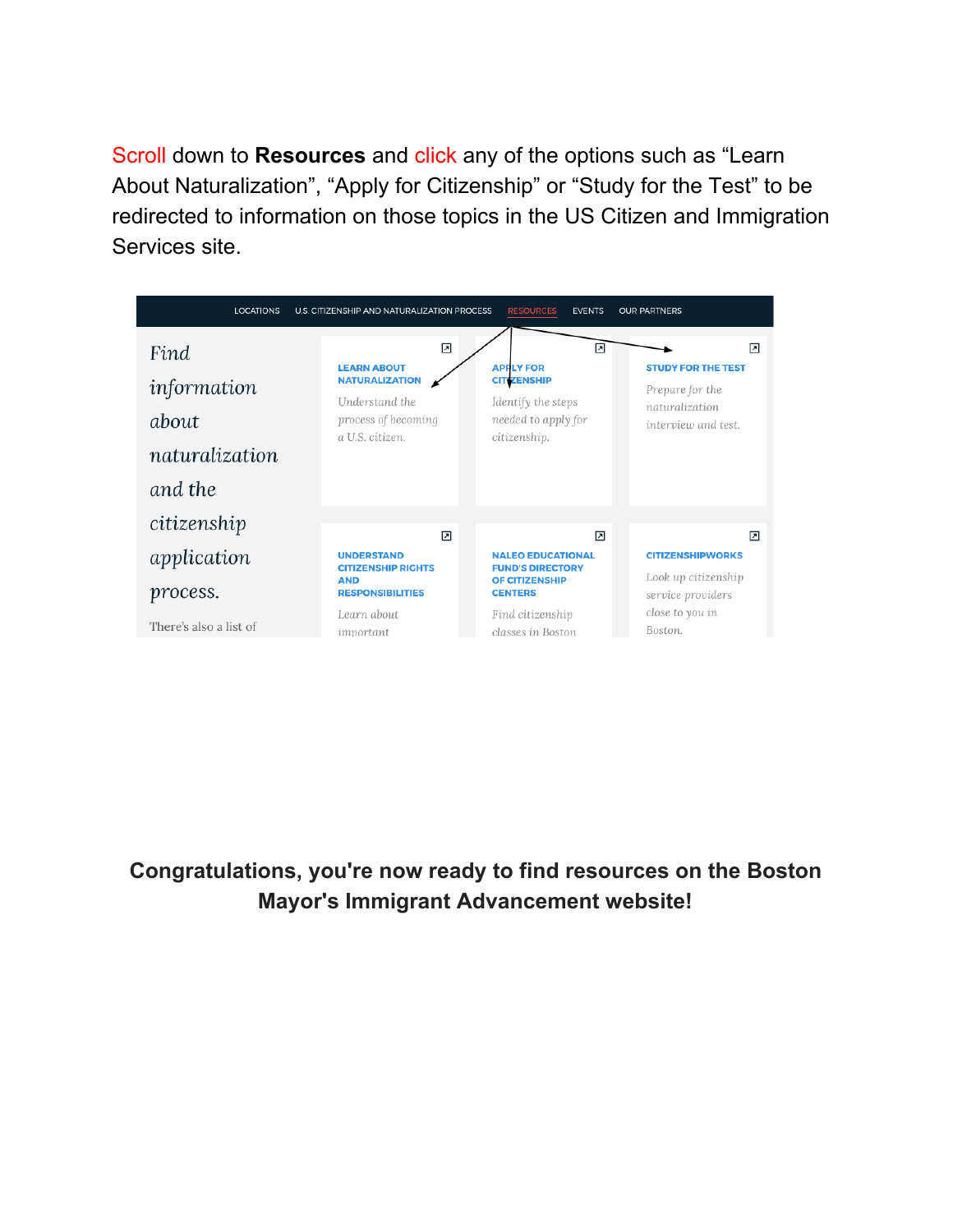Scroll down to **Resources** and click any of the options such as “Learn About Naturalization”, “Apply for Citizenship” or “Study for the Test” to be redirected to information on those topics in the US Citizen and Immigration Services site.

**Congratulations, you're now ready to find resources on the Boston Mayor's Immigrant Advancement website!**